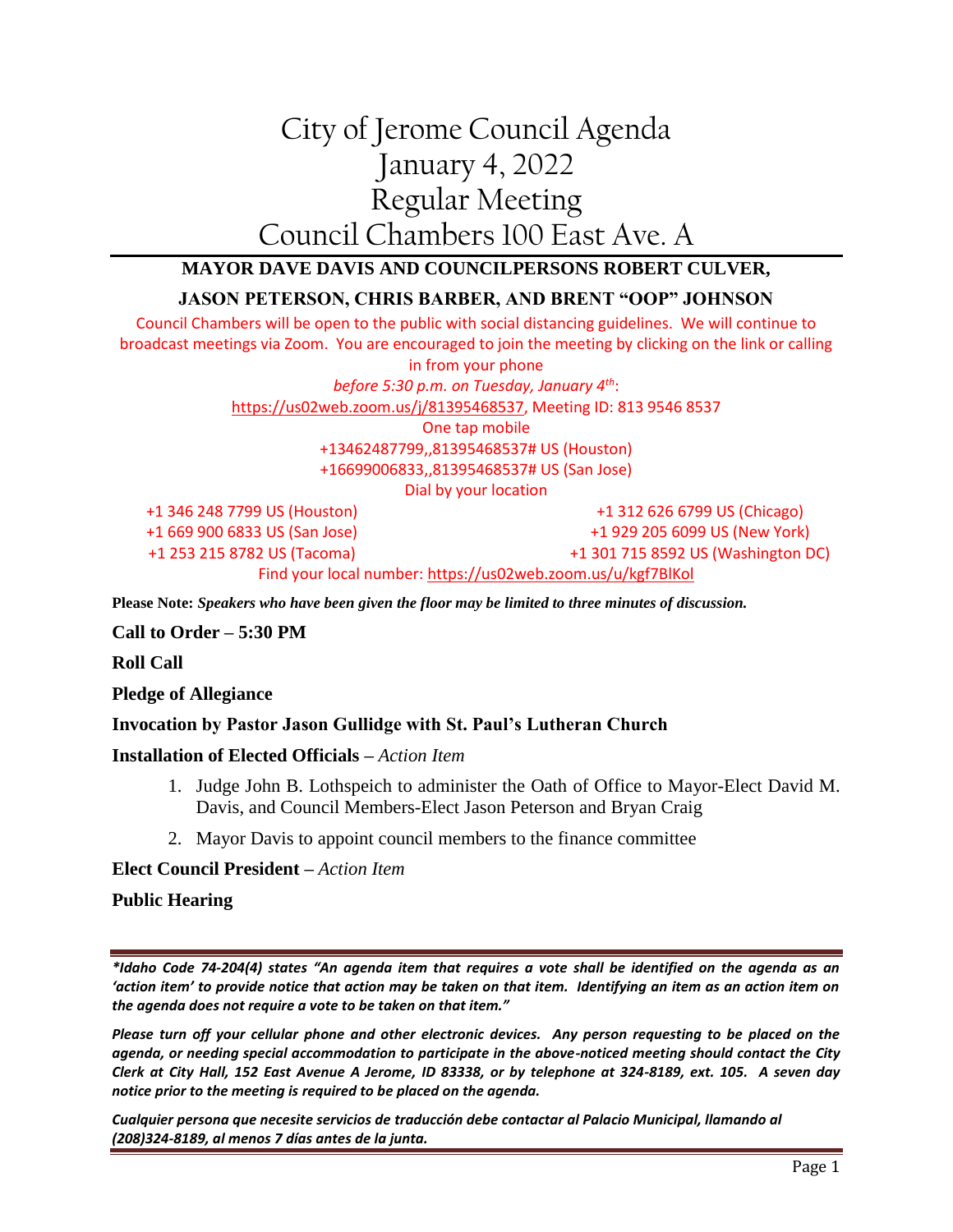# City of Jerome Council Agenda
# January 4, 2022
# Regular Meeting
# Council Chambers 100 East Ave. A

**MAYOR DAVE DAVIS AND COUNCILPERSONS ROBERT CULVER,**

**JASON PETERSON, CHRIS BARBER, AND BRENT "OOP" JOHNSON**

Council Chambers will be open to the public with social distancing guidelines. We will continue to broadcast meetings via Zoom. You are encouraged to join the meeting by clicking on the link or calling in from your phone

*before 5:30 p.m. on Tuesday, January 4th*:

https://us02web.zoom.us/j/81395468537, Meeting ID: 813 9546 8537

One tap mobile

+13462487799,,81395468537# US (Houston)

+16699006833,,81395468537# US (San Jose)

Dial by your location

+1 346 248 7799 US (Houston)
+1 669 900 6833 US (San Jose)
+1 253 215 8782 US (Tacoma)
+1 312 626 6799 US (Chicago)
+1 929 205 6099 US (New York)
+1 301 715 8592 US (Washington DC)

Find your local number: https://us02web.zoom.us/u/kgf7BlKol

**Please Note:** ***Speakers who have been given the floor may be limited to three minutes of discussion.***

**Call to Order – 5:30 PM**

**Roll Call**

**Pledge of Allegiance**

**Invocation by Pastor Jason Gullidge with St. Paul's Lutheran Church**

**Installation of Elected Officials** – *Action Item*

1. Judge John B. Lothspeich to administer the Oath of Office to Mayor-Elect David M. Davis, and Council Members-Elect Jason Peterson and Bryan Craig
2. Mayor Davis to appoint council members to the finance committee

**Elect Council President** – *Action Item*

**Public Hearing**

---

***\*Idaho Code 74-204(4) states "An agenda item that requires a vote shall be identified on the agenda as an 'action item' to provide notice that action may be taken on that item. Identifying an item as an action item on the agenda does not require a vote to be taken on that item."***

***Please turn off your cellular phone and other electronic devices. Any person requesting to be placed on the agenda, or needing special accommodation to participate in the above-noticed meeting should contact the City Clerk at City Hall, 152 East Avenue A Jerome, ID 83338, or by telephone at 324-8189, ext. 105. A seven day notice prior to the meeting is required to be placed on the agenda.***

***Cualquier persona que necesite servicios de traducción debe contactar al Palacio Municipal, llamando al (208)324-8189, al menos 7 días antes de la junta.***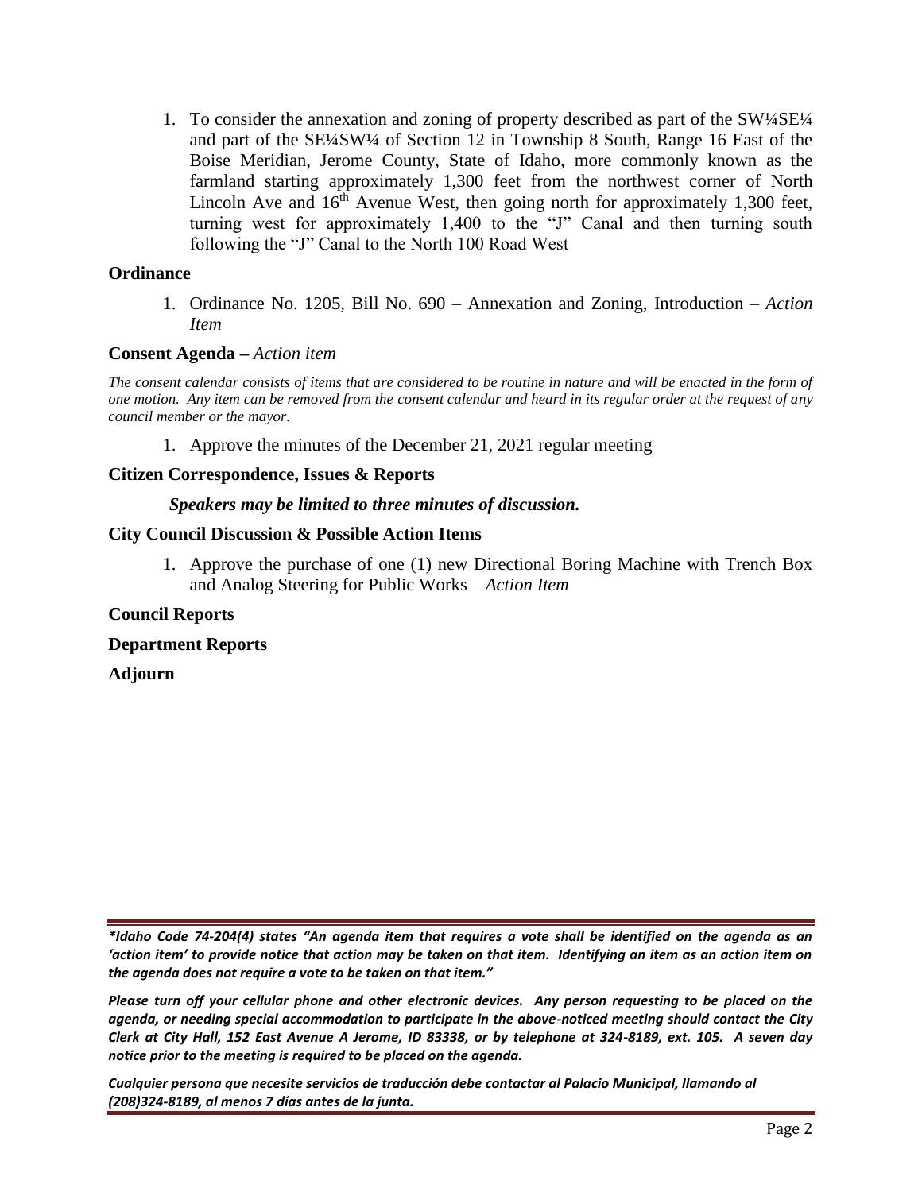1. To consider the annexation and zoning of property described as part of the SW¼SE¼ and part of the SE¼SW¼ of Section 12 in Township 8 South, Range 16 East of the Boise Meridian, Jerome County, State of Idaho, more commonly known as the farmland starting approximately 1,300 feet from the northwest corner of North Lincoln Ave and 16th Avenue West, then going north for approximately 1,300 feet, turning west for approximately 1,400 to the "J" Canal and then turning south following the "J" Canal to the North 100 Road West

### Ordinance

1. Ordinance No. 1205, Bill No. 690 – Annexation and Zoning, Introduction – *Action Item*

### Consent Agenda – *Action item*

*The consent calendar consists of items that are considered to be routine in nature and will be enacted in the form of one motion. Any item can be removed from the consent calendar and heard in its regular order at the request of any council member or the mayor.*

1. Approve the minutes of the December 21, 2021 regular meeting

### Citizen Correspondence, Issues & Reports

***Speakers may be limited to three minutes of discussion.***

### City Council Discussion & Possible Action Items

1. Approve the purchase of one (1) new Directional Boring Machine with Trench Box and Analog Steering for Public Works – *Action Item*

### Council Reports

### Department Reports

### Adjourn

---

***\*Idaho Code 74-204(4) states "An agenda item that requires a vote shall be identified on the agenda as an 'action item' to provide notice that action may be taken on that item. Identifying an item as an action item on the agenda does not require a vote to be taken on that item."***

***Please turn off your cellular phone and other electronic devices. Any person requesting to be placed on the agenda, or needing special accommodation to participate in the above-noticed meeting should contact the City Clerk at City Hall, 152 East Avenue A Jerome, ID 83338, or by telephone at 324-8189, ext. 105. A seven day notice prior to the meeting is required to be placed on the agenda.***

***Cualquier persona que necesite servicios de traducción debe contactar al Palacio Municipal, llamando al (208)324-8189, al menos 7 días antes de la junta.***